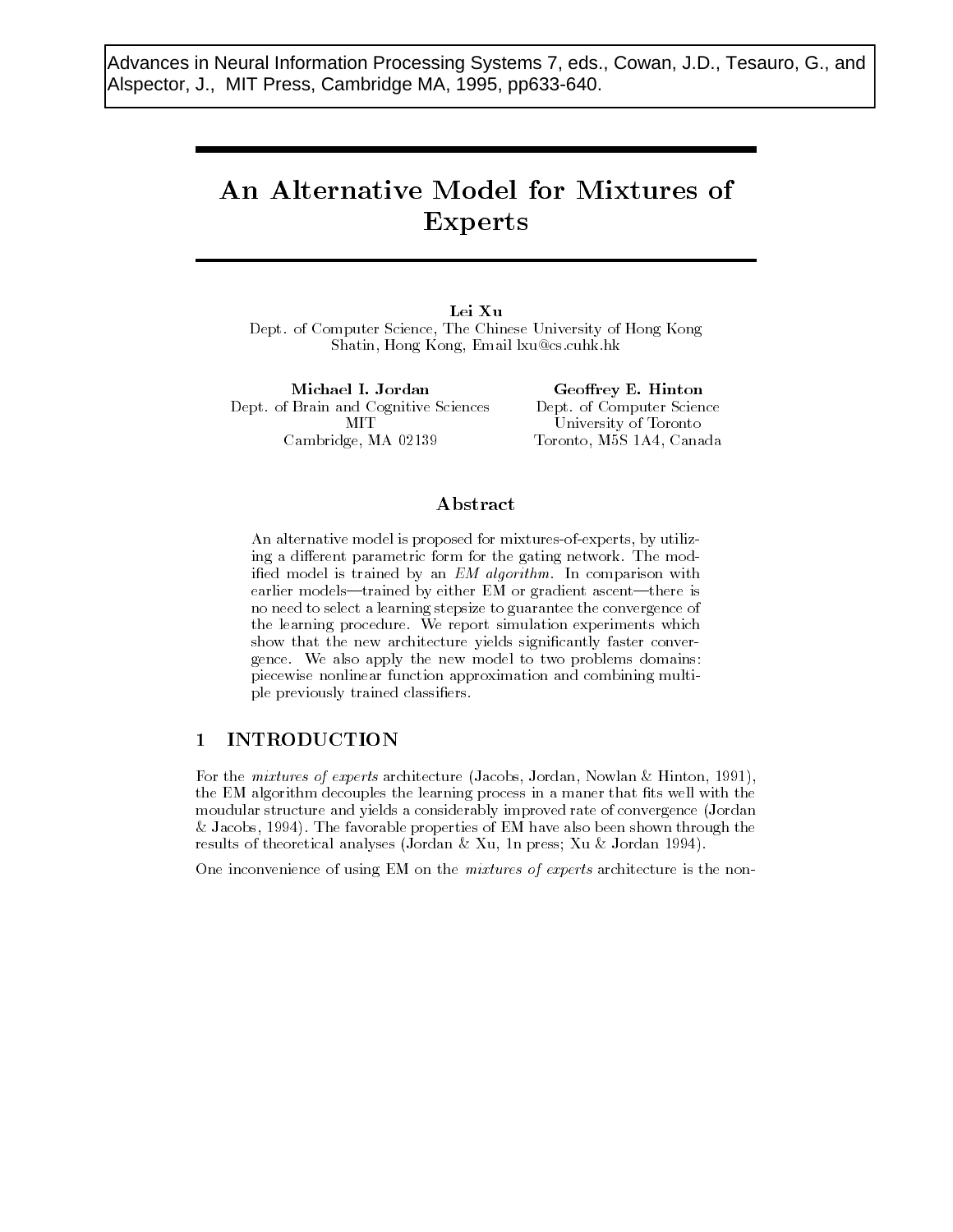Advances in Neural Information Processing Systems 7, eds., Cowan, J.D., Tesauro, G., and Alspector, J., MIT Press, Cambridge MA, 1995, pp633-640.

# An Alternative Model for Mixtures of Experts

**Lei Xu**
Dept. of Computer Science, The Chinese University of Hong Kong
Shatin, Hong Kong, Email lxu@cs.cuhk.hk

**Michael I. Jordan**
Dept. of Brain and Cognitive Sciences
MIT
Cambridge, MA 02139

**Geoffrey E. Hinton**
Dept. of Computer Science
University of Toronto
Toronto, M5S 1A4, Canada

## Abstract

An alternative model is proposed for mixtures-of-experts, by utilizing a different parametric form for the gating network. The modified model is trained by an *EM algorithm*. In comparison with earlier models—trained by either EM or gradient ascent—there is no need to select a learning stepsize to guarantee the convergence of the learning procedure. We report simulation experiments which show that the new architecture yields significantly faster convergence. We also apply the new model to two problems domains: piecewise nonlinear function approximation and combining multiple previously trained classifiers.

## 1 INTRODUCTION

For the *mixtures of experts* architecture (Jacobs, Jordan, Nowlan & Hinton, 1991), the EM algorithm decouples the learning process in a maner that fits well with the moudular structure and yields a considerably improved rate of convergence (Jordan & Jacobs, 1994). The favorable properties of EM have also been shown through the results of theoretical analyses (Jordan & Xu, 1n press; Xu & Jordan 1994).

One inconvenience of using EM on the *mixtures of experts* architecture is the non-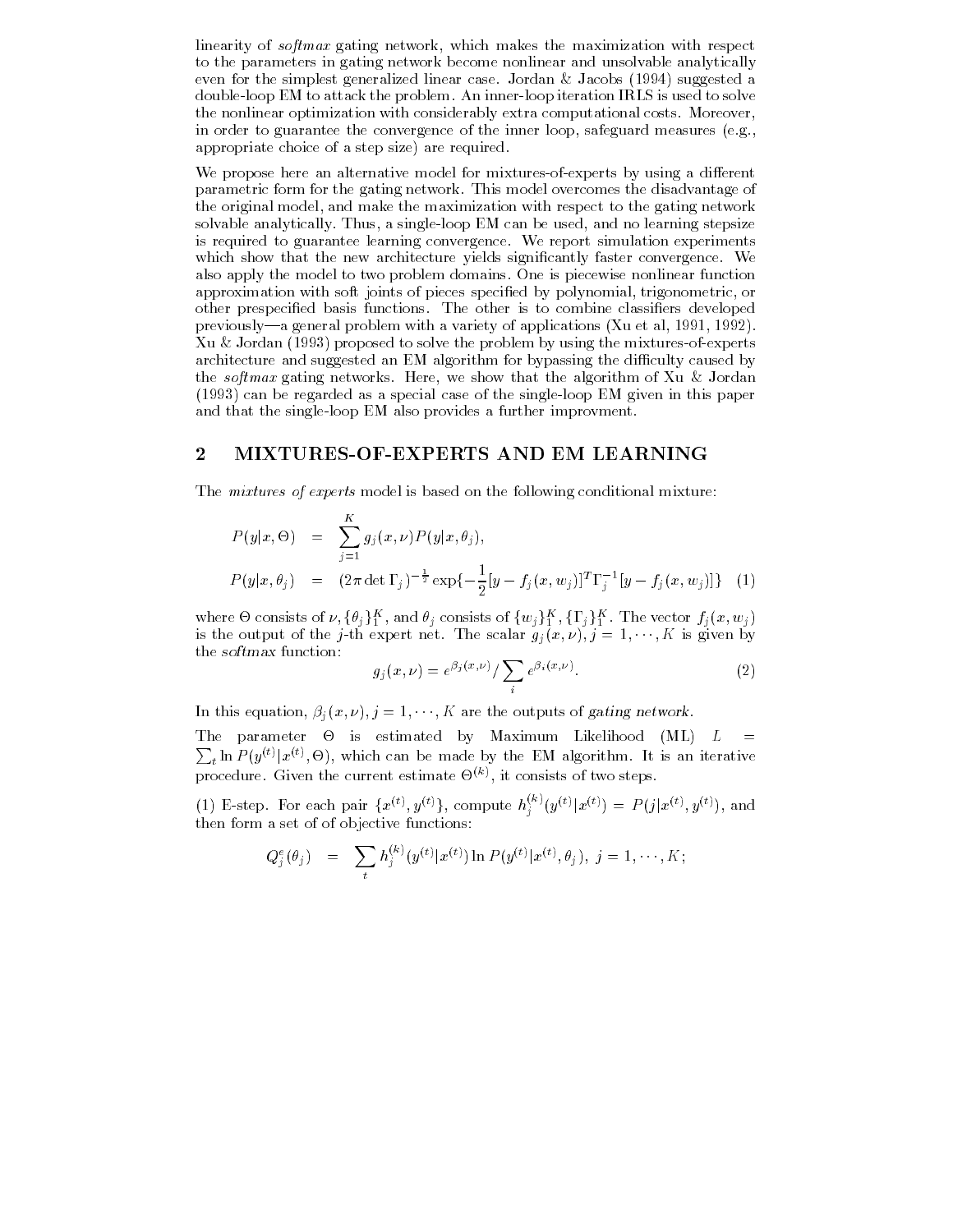linearity of *softmax* gating network, which makes the maximization with respect to the parameters in gating network become nonlinear and unsolvable analytically even for the simplest generalized linear case. Jordan & Jacobs (1994) suggested a double-loop EM to attack the problem. An inner-loop iteration IRLS is used to solve the nonlinear optimization with considerably extra computational costs. Moreover, in order to guarantee the convergence of the inner loop, safeguard measures (e.g., appropriate choice of a step size) are required.

We propose here an alternative model for mixtures-of-experts by using a different parametric form for the gating network. This model overcomes the disadvantage of the original model, and make the maximization with respect to the gating network solvable analytically. Thus, a single-loop EM can be used, and no learning stepsize is required to guarantee learning convergence. We report simulation experiments which show that the new architecture yields significantly faster convergence. We also apply the model to two problem domains. One is piecewise nonlinear function approximation with soft joints of pieces specified by polynomial, trigonometric, or other prespecified basis functions. The other is to combine classifiers developed previously—a general problem with a variety of applications (Xu et al, 1991, 1992). Xu & Jordan (1993) proposed to solve the problem by using the mixtures-of-experts architecture and suggested an EM algorithm for bypassing the difficulty caused by the *softmax* gating networks. Here, we show that the algorithm of Xu & Jordan (1993) can be regarded as a special case of the single-loop EM given in this paper and that the single-loop EM also provides a further improvment.

## 2 MIXTURES-OF-EXPERTS AND EM LEARNING

The *mixtures of experts* model is based on the following conditional mixture:

$$
\begin{aligned}
P(y|x,\Theta) &= \sum_{j=1}^{K} g_j(x,\nu) P(y|x,\theta_j), \\
P(y|x,\theta_j) &= (2\pi \det \Gamma_j)^{-\frac{1}{2}} \exp\{-\frac{1}{2}[y - f_j(x,w_j)]^T \Gamma_j^{-1} [y - f_j(x,w_j)]\} \quad (1)
\end{aligned}
$$

where $\Theta$ consists of $\nu, \{\theta_j\}_1^K$, and $\theta_j$ consists of $\{w_j\}_1^K, \{\Gamma_j\}_1^K$. The vector $f_j(x,w_j)$ is the output of the $j$-th expert net. The scalar $g_j(x,\nu)$, $j = 1,\cdots,K$ is given by the *softmax* function:

$$
g_j(x,\nu) = e^{\beta_j(x,\nu)} / \sum_i e^{\beta_i(x,\nu)}. \quad (2)
$$

In this equation, $\beta_j(x,\nu)$, $j = 1,\cdots,K$ are the outputs of *gating network*.

The parameter $\Theta$ is estimated by Maximum Likelihood (ML) $L = \sum_t \ln P(y^{(t)}|x^{(t)},\Theta)$, which can be made by the EM algorithm. It is an iterative procedure. Given the current estimate $\Theta^{(k)}$, it consists of two steps.

(1) E-step. For each pair $\{x^{(t)}, y^{(t)}\}$, compute $h_j^{(k)}(y^{(t)}|x^{(t)}) = P(j|x^{(t)}, y^{(t)})$, and then form a set of of objective functions:

$$
Q_j^e(\theta_j) = \sum_t h_j^{(k)}(y^{(t)}|x^{(t)}) \ln P(y^{(t)}|x^{(t)},\theta_j), \; j = 1,\cdots,K;
$$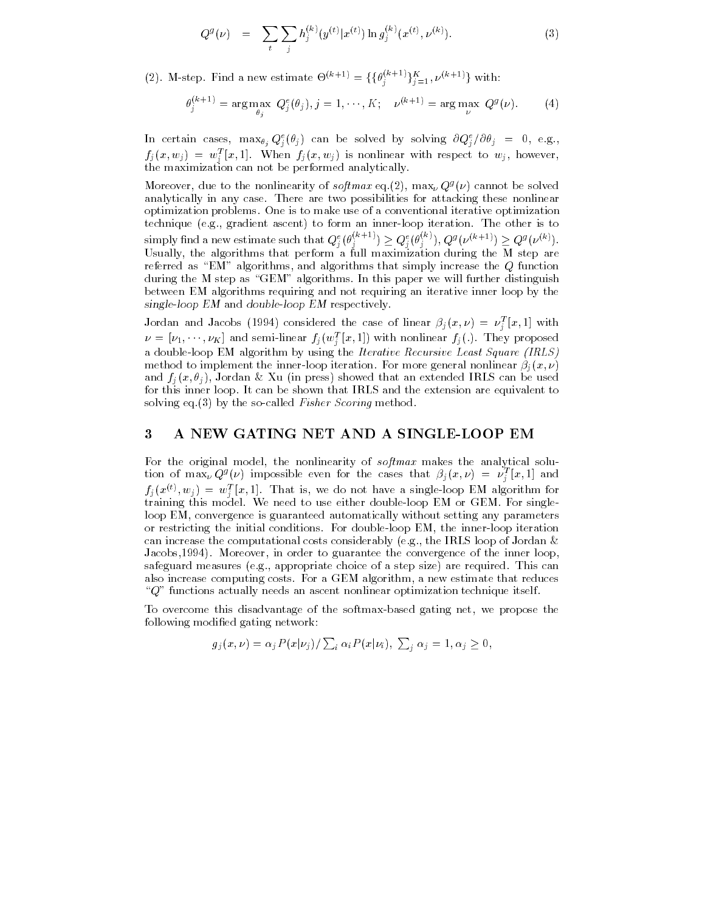$$Q^g(\nu) \quad = \quad \sum_t \sum_j h_j^{(k)}(y^{(t)}|x^{(t)}) \ln g_j^{(k)}(x^{(t)}, \nu^{(k)}). \tag{3}$$

(2). M-step. Find a new estimate $\Theta^{(k+1)} = \{\{\theta_j^{(k+1)}\}_{j=1}^K, \nu^{(k+1)}\}$ with:

$$\theta_j^{(k+1)} = \arg\max_{\theta_j} \; Q_j^e(\theta_j), j = 1, \cdots, K; \quad \nu^{(k+1)} = \arg\max_{\nu} \; Q^g(\nu). \tag{4}$$

In certain cases, $\max_{\theta_j} Q_j^e(\theta_j)$ can be solved by solving $\partial Q_j^e / \partial \theta_j = 0$, e.g., $f_j(x, w_j) = w_j^T[x, 1]$. When $f_j(x, w_j)$ is nonlinear with respect to $w_j$, however, the maximization can not be performed analytically.

Moreover, due to the nonlinearity of *softmax* eq.(2), $\max_\nu Q^g(\nu)$ cannot be solved analytically in any case. There are two possibilities for attacking these nonlinear optimization problems. One is to make use of a conventional iterative optimization technique (e.g., gradient ascent) to form an inner-loop iteration. The other is to simply find a new estimate such that $Q_j^e(\theta_j^{(k+1)}) \geq Q_j^e(\theta_j^{(k)})$, $Q^g(\nu^{(k+1)}) \geq Q^g(\nu^{(k)})$. Usually, the algorithms that perform a full maximization during the M step are referred as "EM" algorithms, and algorithms that simply increase the $Q$ function during the M step as "GEM" algorithms. In this paper we will further distinguish between EM algorithms requiring and not requiring an iterative inner loop by the *single-loop EM* and *double-loop EM* respectively.

Jordan and Jacobs (1994) considered the case of linear $\beta_j(x, \nu) = \nu_j^T[x, 1]$ with $\nu = [\nu_1, \cdots, \nu_K]$ and semi-linear $f_j(w_j^T[x, 1])$ with nonlinear $f_j(.)$. They proposed a double-loop EM algorithm by using the *Iterative Recursive Least Square (IRLS)* method to implement the inner-loop iteration. For more general nonlinear $\beta_j(x, \nu)$ and $f_j(x, \theta_j)$, Jordan & Xu (in press) showed that an extended IRLS can be used for this inner loop. It can be shown that IRLS and the extension are equivalent to solving eq.(3) by the so-called *Fisher Scoring* method.

## 3 A NEW GATING NET AND A SINGLE-LOOP EM

For the original model, the nonlinearity of *softmax* makes the analytical solution of $\max_\nu Q^g(\nu)$ impossible even for the cases that $\beta_j(x, \nu) = \nu_j^T[x, 1]$ and $f_j(x^{(t)}, w_j) = w_j^T[x, 1]$. That is, we do not have a single-loop EM algorithm for training this model. We need to use either double-loop EM or GEM. For single-loop EM, convergence is guaranteed automatically without setting any parameters or restricting the initial conditions. For double-loop EM, the inner-loop iteration can increase the computational costs considerably (e.g., the IRLS loop of Jordan & Jacobs,1994). Moreover, in order to guarantee the convergence of the inner loop, safeguard measures (e.g., appropriate choice of a step size) are required. This can also increase computing costs. For a GEM algorithm, a new estimate that reduces "$Q$" functions actually needs an ascent nonlinear optimization technique itself.

To overcome this disadvantage of the softmax-based gating net, we propose the following modified gating network:

$$g_j(x, \nu) = \alpha_j P(x|\nu_j) / \textstyle\sum_i \alpha_i P(x|\nu_i), \; \sum_j \alpha_j = 1, \alpha_j \geq 0,$$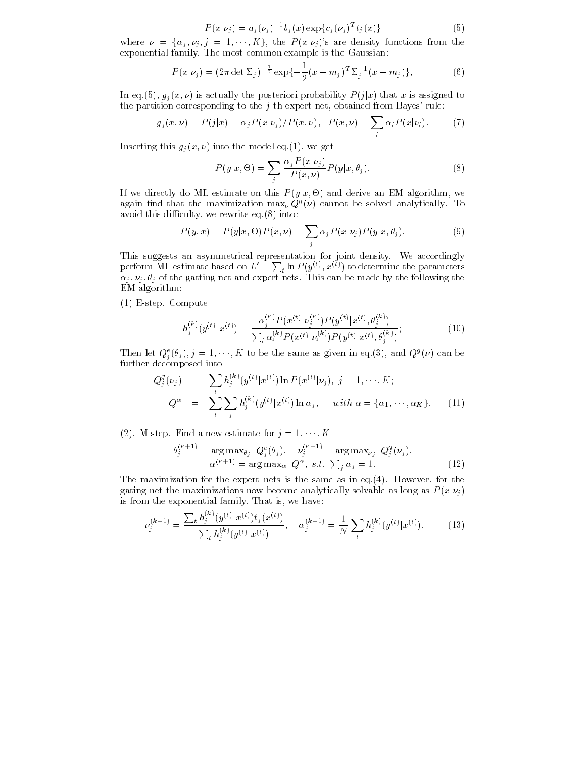$$P(x|\nu_j) = a_j(\nu_j)^{-1} b_j(x) \exp\{c_j(\nu_j)^T t_j(x)\} \tag{5}$$

where $\nu = \{\alpha_j, \nu_j, j = 1, \cdots, K\}$, the $P(x|\nu_j)$'s are density functions from the exponential family. The most common example is the Gaussian:

$$P(x|\nu_j) = (2\pi \det \Sigma_j)^{-\frac{1}{2}} \exp\{-\frac{1}{2}(x - m_j)^T \Sigma_j^{-1}(x - m_j)\}, \tag{6}$$

In eq.(5), $g_j(x, \nu)$ is actually the posteriori probability $P(j|x)$ that $x$ is assigned to the partition corresponding to the $j$-th expert net, obtained from Bayes' rule:

$$g_j(x, \nu) = P(j|x) = \alpha_j P(x|\nu_j)/P(x, \nu), \quad P(x, \nu) = \sum_i \alpha_i P(x|\nu_i). \tag{7}$$

Inserting this $g_j(x, \nu)$ into the model eq.(1), we get

$$P(y|x, \Theta) = \sum_j \frac{\alpha_j P(x|\nu_j)}{P(x, \nu)} P(y|x, \theta_j). \tag{8}$$

If we directly do ML estimate on this $P(y|x, \Theta)$ and derive an EM algorithm, we again find that the maximization $\max_\nu Q^g(\nu)$ cannot be solved analytically. To avoid this difficulty, we rewrite eq.(8) into:

$$P(y, x) = P(y|x, \Theta) P(x, \nu) = \sum_j \alpha_j P(x|\nu_j) P(y|x, \theta_j). \tag{9}$$

This suggests an asymmetrical representation for joint density. We accordingly perform ML estimate based on $L' = \sum_t \ln P(y^{(t)}, x^{(t)})$ to determine the parameters $\alpha_j, \nu_j, \theta_j$ of the gatting net and expert nets. This can be made by the following the EM algorithm:

(1) E-step. Compute

$$h_j^{(k)}(y^{(t)}|x^{(t)}) = \frac{\alpha_j^{(k)} P(x^{(t)}|\nu_j^{(k)}) P(y^{(t)}|x^{(t)}, \theta_j^{(k)})}{\sum_i \alpha_i^{(k)} P(x^{(t)}|\nu_i^{(k)}) P(y^{(t)}|x^{(t)}, \theta_j^{(k)})}; \tag{10}$$

Then let $Q_j^e(\theta_j), j = 1, \cdots, K$ to be the same as given in eq.(3), and $Q^g(\nu)$ can be further decomposed into

$$\begin{aligned} Q_j^g(\nu_j) &= \sum_t h_j^{(k)}(y^{(t)}|x^{(t)}) \ln P(x^{(t)}|\nu_j), \; j = 1, \cdots, K; \\ Q^\alpha &= \sum_t \sum_j h_j^{(k)}(y^{(t)}|x^{(t)}) \ln \alpha_j, \quad with\ \alpha = \{\alpha_1, \cdots, \alpha_K\}. \end{aligned} \tag{11}$$

(2). M-step. Find a new estimate for $j = 1, \cdots, K$

$$\begin{gathered} \theta_j^{(k+1)} = \arg\max_{\theta_j} \; Q_j^e(\theta_j), \quad \nu_j^{(k+1)} = \arg\max_{\nu_j} \; Q_j^g(\nu_j), \\ \alpha^{(k+1)} = \arg\max_\alpha \; Q^\alpha, \; s.t. \; \sum_j \alpha_j = 1. \end{gathered} \tag{12}$$

The maximization for the expert nets is the same as in eq.(4). However, for the gating net the maximizations now become analytically solvable as long as $P(x|\nu_j)$ is from the exponential family. That is, we have:

$$\nu_j^{(k+1)} = \frac{\sum_t h_j^{(k)}(y^{(t)}|x^{(t)}) t_j(x^{(t)})}{\sum_t h_j^{(k)}(y^{(t)}|x^{(t)})}, \quad \alpha_j^{(k+1)} = \frac{1}{N} \sum_t h_j^{(k)}(y^{(t)}|x^{(t)}). \tag{13}$$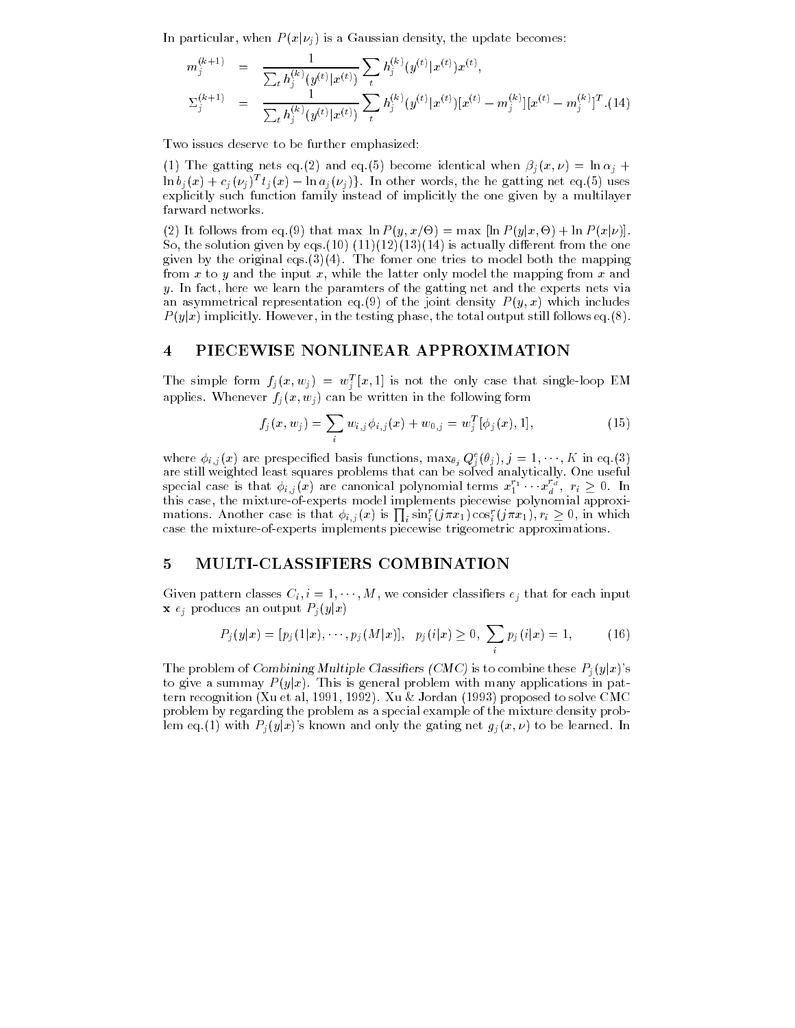In particular, when $P(x|\nu_j)$ is a Gaussian density, the update becomes:

$$
\begin{aligned}
m_j^{(k+1)} &= \frac{1}{\sum_t h_j^{(k)}(y^{(t)}|x^{(t)})} \sum_t h_j^{(k)}(y^{(t)}|x^{(t)}) x^{(t)}, \\
\Sigma_j^{(k+1)} &= \frac{1}{\sum_t h_j^{(k)}(y^{(t)}|x^{(t)})} \sum_t h_j^{(k)}(y^{(t)}|x^{(t)}) [x^{(t)} - m_j^{(k)}][x^{(t)} - m_j^{(k)}]^T . (14)
\end{aligned}
$$

Two issues deserve to be further emphasized:

(1) The gatting nets eq.(2) and eq.(5) become identical when $\beta_j(x,\nu) = \ln \alpha_j + \ln b_j(x) + c_j(\nu_j)^T t_j(x) - \ln a_j(\nu_j)\}$. In other words, the he gatting net eq.(5) uses explicitly such function family instead of implicitly the one given by a multilayer farward networks.

(2) It follows from eq.(9) that max $\ln P(y, x/\Theta) =$ max $[\ln P(y|x,\Theta) + \ln P(x|\nu)]$. So, the solution given by eqs.(10) (11)(12)(13)(14) is actually different from the one given by the original eqs.(3)(4). The fomer one tries to model both the mapping from $x$ to $y$ and the input $x$, while the latter only model the mapping from $x$ and $y$. In fact, here we learn the paramters of the gatting net and the experts nets via an asymmetrical representation eq.(9) of the joint density $P(y,x)$ which includes $P(y|x)$ implicitly. However, in the testing phase, the total output still follows eq.(8).

## 4 PIECEWISE NONLINEAR APPROXIMATION

The simple form $f_j(x, w_j) = w_j^T[x, 1]$ is not the only case that single-loop EM applies. Whenever $f_j(x, w_j)$ can be written in the following form

$$
f_j(x, w_j) = \sum_i w_{i,j}\phi_{i,j}(x) + w_{0,j} = w_j^T[\phi_j(x), 1], \tag{15}
$$

where $\phi_{i,j}(x)$ are prespecified basis functions, $\max_{\theta_j} Q_j^e(\theta_j), j = 1, \cdots, K$ in eq.(3) are still weighted least squares problems that can be solved analytically. One useful special case is that $\phi_{i,j}(x)$ are canonical polynomial terms $x_1^{r_1} \cdots x_d^{r_d},\ r_i \geq 0$. In this case, the mixture-of-experts model implements piecewise polynomial approximations. Another case is that $\phi_{i,j}(x)$ is $\prod_i \sin_i^r(j\pi x_1)\cos_i^r(j\pi x_1), r_i \geq 0$, in which case the mixture-of-experts implements piecewise trigeometric approximations.

## 5 MULTI-CLASSIFIERS COMBINATION

Given pattern classes $C_i, i = 1, \cdots, M$, we consider classifiers $e_j$ that for each input $\mathbf{x}$ $e_j$ produces an output $P_j(y|x)$

$$
P_j(y|x) = [p_j(1|x), \cdots, p_j(M|x)], \quad p_j(i|x) \geq 0, \ \sum_i p_j(i|x) = 1, \tag{16}
$$

The problem of *Combining Multiple Classifiers (CMC)* is to combine these $P_j(y|x)$'s to give a summay $P(y|x)$. This is general problem with many applications in pattern recognition (Xu et al, 1991, 1992). Xu & Jordan (1993) proposed to solve CMC problem by regarding the problem as a special example of the mixture density problem eq.(1) with $P_j(y|x)$'s known and only the gating net $g_j(x,\nu)$ to be learned. In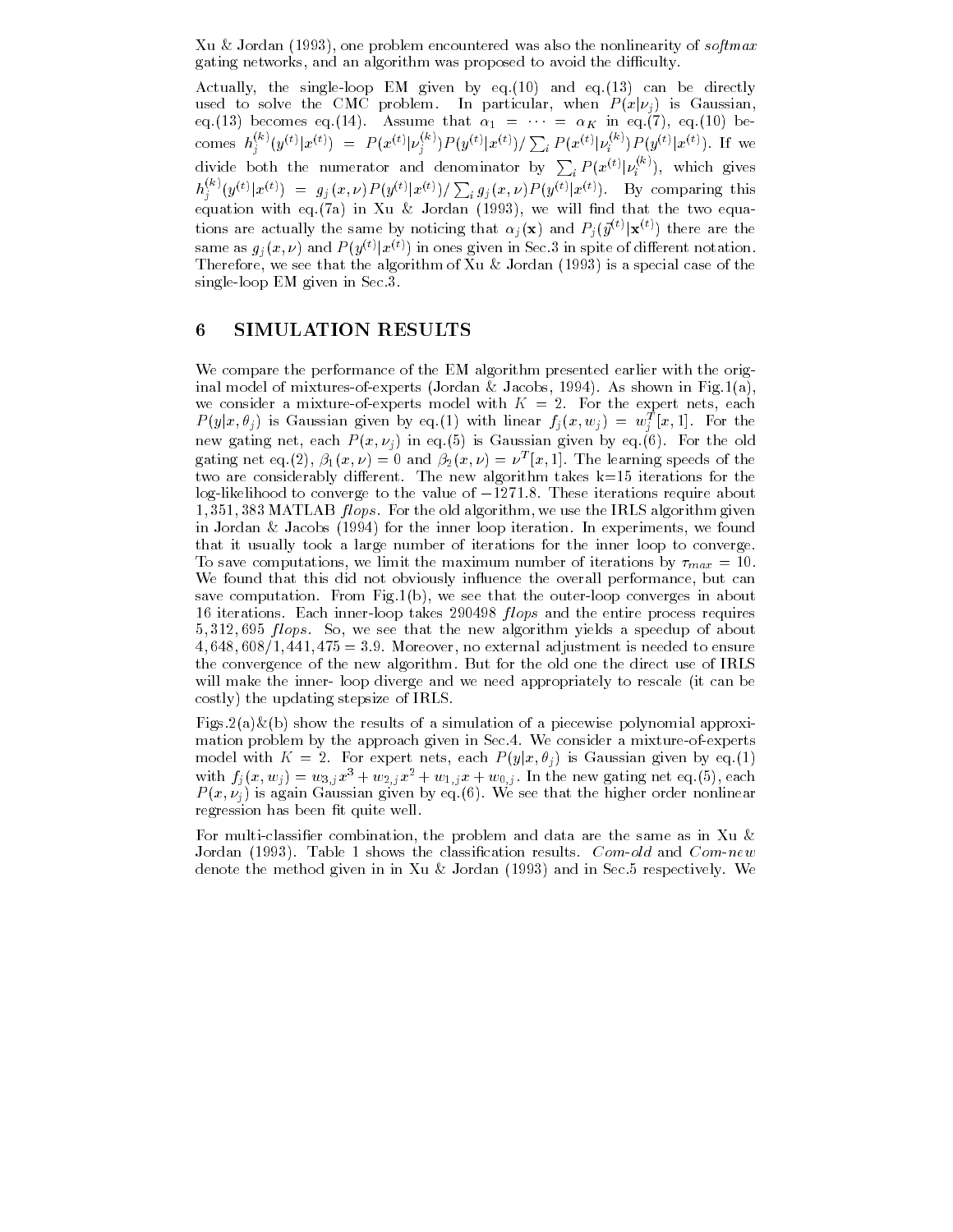Xu & Jordan (1993), one problem encountered was also the nonlinearity of *softmax* gating networks, and an algorithm was proposed to avoid the difficulty.

Actually, the single-loop EM given by eq.(10) and eq.(13) can be directly used to solve the CMC problem. In particular, when $P(x|\nu_j)$ is Gaussian, eq.(13) becomes eq.(14). Assume that $\alpha_1 = \cdots = \alpha_K$ in eq.(7), eq.(10) becomes $h_j^{(k)}(y^{(t)}|x^{(t)}) = P(x^{(t)}|\nu_j^{(k)})P(y^{(t)}|x^{(t)})/\sum_i P(x^{(t)}|\nu_i^{(k)})P(y^{(t)}|x^{(t)})$. If we divide both the numerator and denominator by $\sum_i P(x^{(t)}|\nu_i^{(k)})$, which gives $h_j^{(k)}(y^{(t)}|x^{(t)}) = g_j(x,\nu)P(y^{(t)}|x^{(t)})/\sum_i g_j(x,\nu)P(y^{(t)}|x^{(t)})$. By comparing this equation with eq.(7a) in Xu & Jordan (1993), we will find that the two equations are actually the same by noticing that $\alpha_j(\mathbf{x})$ and $P_j(\vec{y}^{(t)}|\mathbf{x}^{(t)})$ there are the same as $g_j(x,\nu)$ and $P(y^{(t)}|x^{(t)})$ in ones given in Sec.3 in spite of different notation. Therefore, we see that the algorithm of Xu & Jordan (1993) is a special case of the single-loop EM given in Sec.3.

## 6 SIMULATION RESULTS

We compare the performance of the EM algorithm presented earlier with the original model of mixtures-of-experts (Jordan & Jacobs, 1994). As shown in Fig.1(a), we consider a mixture-of-experts model with $K = 2$. For the expert nets, each $P(y|x,\theta_j)$ is Gaussian given by eq.(1) with linear $f_j(x,w_j) = w_j^T[x,1]$. For the new gating net, each $P(x,\nu_j)$ in eq.(5) is Gaussian given by eq.(6). For the old gating net eq.(2), $\beta_1(x,\nu) = 0$ and $\beta_2(x,\nu) = \nu^T[x,1]$. The learning speeds of the two are considerably different. The new algorithm takes k=15 iterations for the log-likelihood to converge to the value of $-1271.8$. These iterations require about $1,351,383$ MATLAB *flops*. For the old algorithm, we use the IRLS algorithm given in Jordan & Jacobs (1994) for the inner loop iteration. In experiments, we found that it usually took a large number of iterations for the inner loop to converge. To save computations, we limit the maximum number of iterations by $\tau_{max} = 10$. We found that this did not obviously influence the overall performance, but can save computation. From Fig.1(b), we see that the outer-loop converges in about 16 iterations. Each inner-loop takes 290498 *flops* and the entire process requires $5,312,695$ *flops*. So, we see that the new algorithm yields a speedup of about $4,648,608/1,441,475 = 3.9$. Moreover, no external adjustment is needed to ensure the convergence of the new algorithm. But for the old one the direct use of IRLS will make the inner- loop diverge and we need appropriately to rescale (it can be costly) the updating stepsize of IRLS.

Figs.2(a)&(b) show the results of a simulation of a piecewise polynomial approximation problem by the approach given in Sec.4. We consider a mixture-of-experts model with $K = 2$. For expert nets, each $P(y|x,\theta_j)$ is Gaussian given by eq.(1) with $f_j(x,w_j) = w_{3,j}x^3 + w_{2,j}x^2 + w_{1,j}x + w_{0,j}$. In the new gating net eq.(5), each $P(x,\nu_j)$ is again Gaussian given by eq.(6). We see that the higher order nonlinear regression has been fit quite well.

For multi-classifier combination, the problem and data are the same as in Xu & Jordan (1993). Table 1 shows the classification results. *Com-old* and *Com-new* denote the method given in in Xu & Jordan (1993) and in Sec.5 respectively. We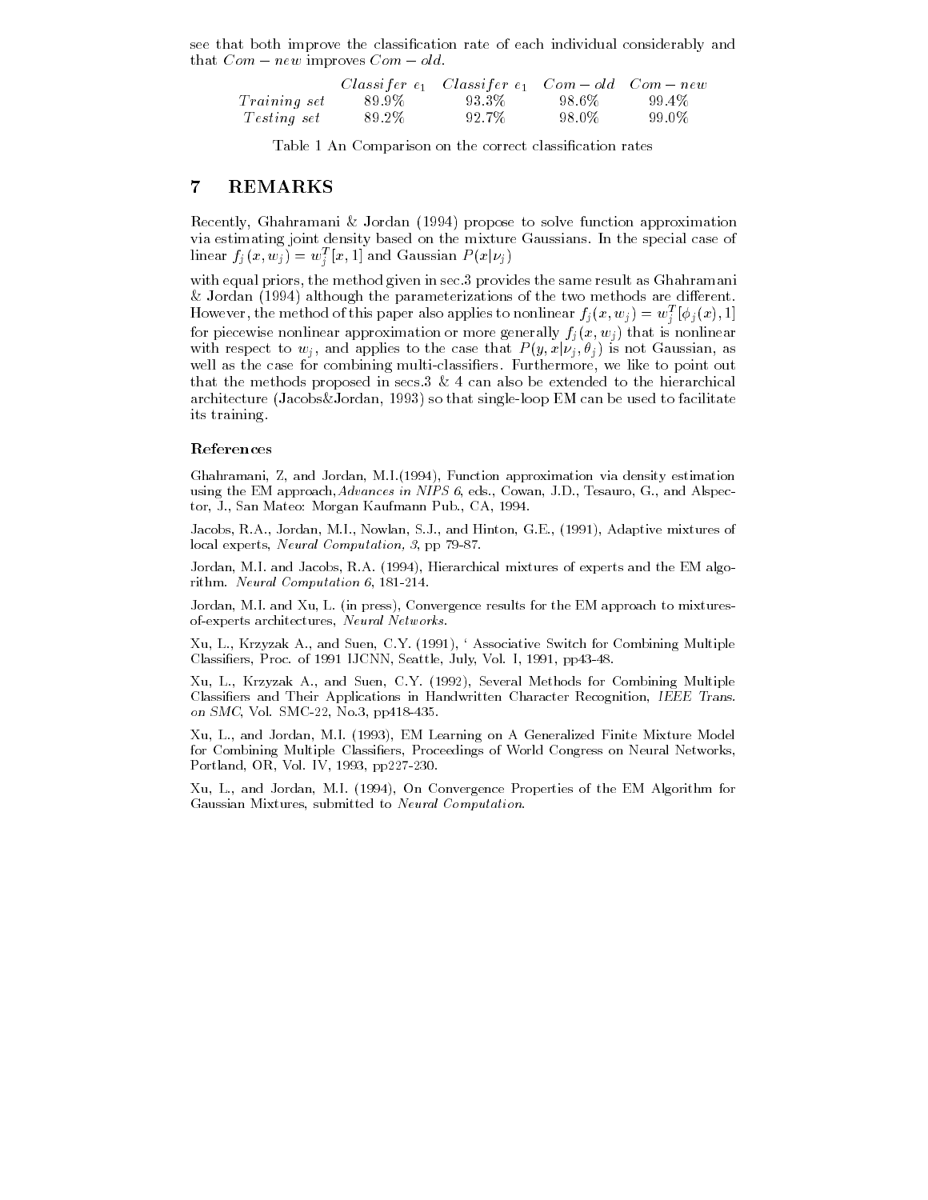see that both improve the classification rate of each individual considerably and that $Com-new$ improves $Com-old$.

| | $Classifer\ e_1$ | $Classifer\ e_1$ | $Com-old$ | $Com-new$ |
|---|---|---|---|---|
| $Training\ set$ | 89.9% | 93.3% | 98.6% | 99.4% |
| $Testing\ set$ | 89.2% | 92.7% | 98.0% | 99.0% |

Table 1 An Comparison on the correct classification rates

## 7 REMARKS

Recently, Ghahramani & Jordan (1994) propose to solve function approximation via estimating joint density based on the mixture Gaussians. In the special case of linear $f_j(x, w_j) = w_j^T[x, 1]$ and Gaussian $P(x|\nu_j)$

with equal priors, the method given in sec.3 provides the same result as Ghahramani & Jordan (1994) although the parameterizations of the two methods are different. However, the method of this paper also applies to nonlinear $f_j(x, w_j) = w_j^T[\phi_j(x), 1]$ for piecewise nonlinear approximation or more generally $f_j(x, w_j)$ that is nonlinear with respect to $w_j$, and applies to the case that $P(y, x|\nu_j, \theta_j)$ is not Gaussian, as well as the case for combining multi-classifiers. Furthermore, we like to point out that the methods proposed in secs.3 & 4 can also be extended to the hierarchical architecture (Jacobs&Jordan, 1993) so that single-loop EM can be used to facilitate its training.

### References

Ghahramani, Z, and Jordan, M.I.(1994), Function approximation via density estimation using the EM approach,*Advances in NIPS 6*, eds., Cowan, J.D., Tesauro, G., and Alspector, J., San Mateo: Morgan Kaufmann Pub., CA, 1994.

Jacobs, R.A., Jordan, M.I., Nowlan, S.J., and Hinton, G.E., (1991), Adaptive mixtures of local experts, *Neural Computation, 3*, pp 79-87.

Jordan, M.I. and Jacobs, R.A. (1994), Hierarchical mixtures of experts and the EM algorithm. *Neural Computation 6*, 181-214.

Jordan, M.I. and Xu, L. (in press), Convergence results for the EM approach to mixtures-of-experts architectures, *Neural Networks*.

Xu, L., Krzyzak A., and Suen, C.Y. (1991), ' Associative Switch for Combining Multiple Classifiers, Proc. of 1991 IJCNN, Seattle, July, Vol. I, 1991, pp43-48.

Xu, L., Krzyzak A., and Suen, C.Y. (1992), Several Methods for Combining Multiple Classifiers and Their Applications in Handwritten Character Recognition, *IEEE Trans. on SMC*, Vol. SMC-22, No.3, pp418-435.

Xu, L., and Jordan, M.I. (1993), EM Learning on A Generalized Finite Mixture Model for Combining Multiple Classifiers, Proceedings of World Congress on Neural Networks, Portland, OR, Vol. IV, 1993, pp227-230.

Xu, L., and Jordan, M.I. (1994), On Convergence Properties of the EM Algorithm for Gaussian Mixtures, submitted to *Neural Computation*.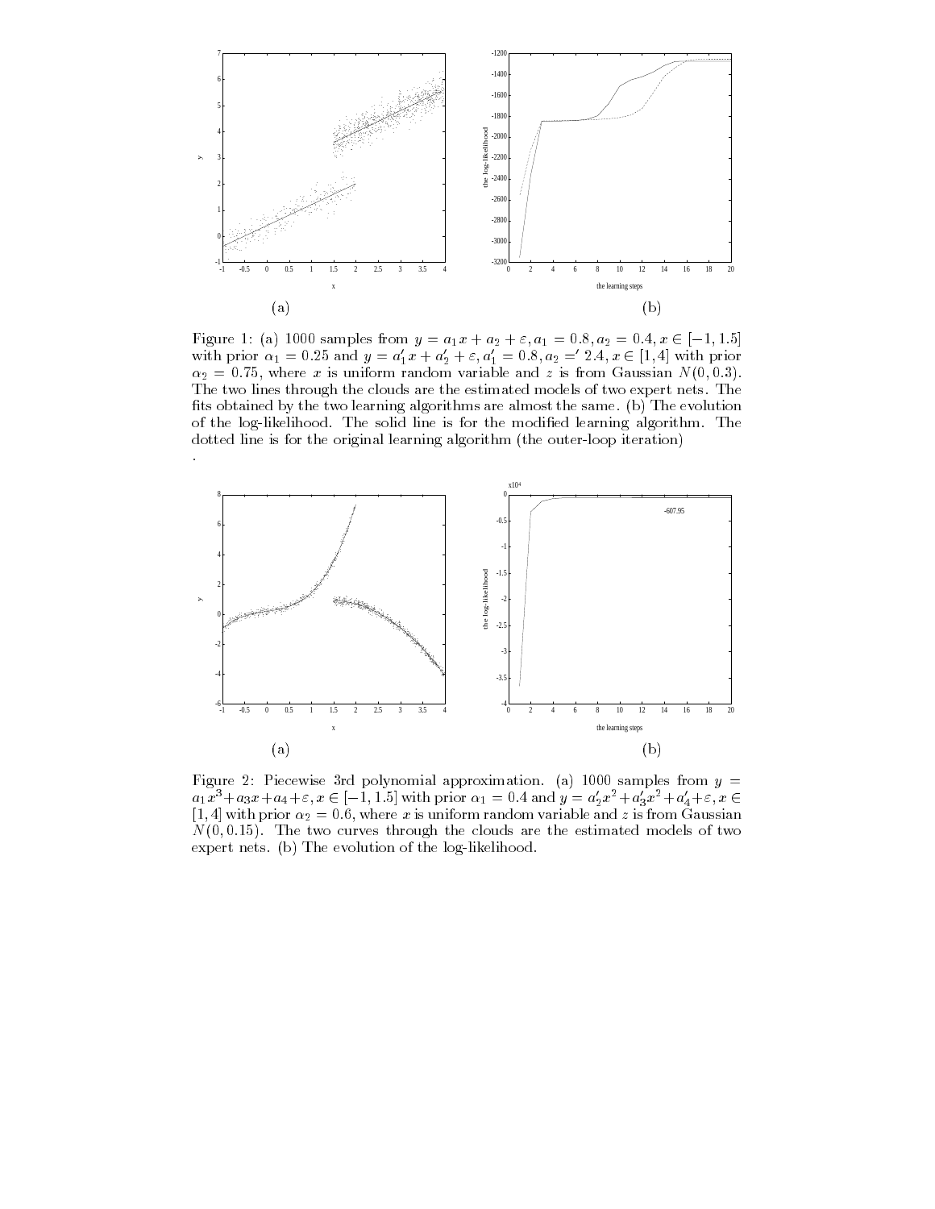-1200
-1400
-1600
-1800
-2000
-2200
-2400
-2600
-2800
-3000
-3200

the log-likelihood

0 2 4 6 8 10 12 14 16 18 20

the learning steps

7
6
5
4
3
2
1
0
-1

y

-1 -0.5 0 0.5 1 1.5 2 2.5 3 3.5 4

x

(a) (b)

Figure 1: (a) 1000 samples from $y = a_1 x + a_2 + \varepsilon, a_1 = 0.8, a_2 = 0.4, x \in [-1, 1.5]$ with prior $\alpha_1 = 0.25$ and $y = a'_1 x + a'_2 + \varepsilon, a'_1 = 0.8, a_2 =' 2.4, x \in [1, 4]$ with prior $\alpha_2 = 0.75$, where $x$ is uniform random variable and $z$ is from Gaussian $N(0, 0.3)$. The two lines through the clouds are the estimated models of two expert nets. The fits obtained by the two learning algorithms are almost the same. (b) The evolution of the log-likelihood. The solid line is for the modified learning algorithm. The dotted line is for the original learning algorithm (the outer-loop iteration)

.

8
6
4
2
0
-2
-4
-6

y

-1 -0.5 0 0.5 1 1.5 2 2.5 3 3.5 4

x

x10⁴
0
-0.5
-1
-1.5
-2
-2.5
-3
-3.5
-4

-607.95

the log-likelihood

0 2 4 6 8 10 12 14 16 18 20

the learning steps

(a) (b)

Figure 2: Piecewise 3rd polynomial approximation. (a) 1000 samples from $y = a_1 x^3 + a_3 x + a_4 + \varepsilon, x \in [-1, 1.5]$ with prior $\alpha_1 = 0.4$ and $y = a'_2 x^2 + a'_3 x^2 + a'_4 + \varepsilon, x \in [1, 4]$ with prior $\alpha_2 = 0.6$, where $x$ is uniform random variable and $z$ is from Gaussian $N(0, 0.15)$. The two curves through the clouds are the estimated models of two expert nets. (b) The evolution of the log-likelihood.